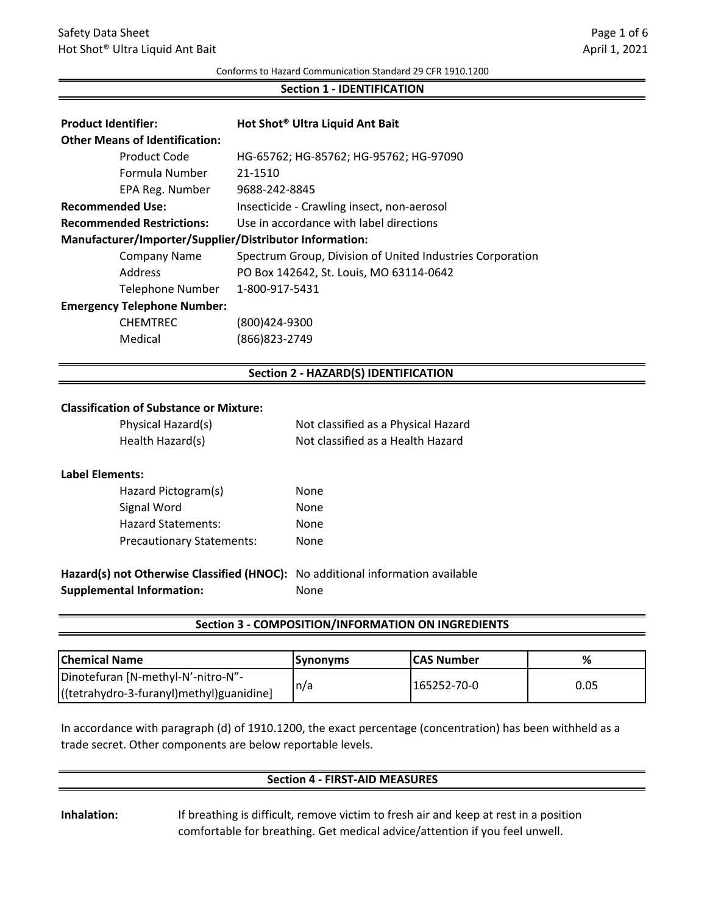Safety Data Sheet

Hot Shot® Ultra Liquid Ant Bait

Conforms to Hazard Communication Standard 29 CFR 1910.1200

## Section 1 - IDENTIFICATION

**Product Identifier:** **Hot Shot® Ultra Liquid Ant Bait**

**Other Means of Identification:**

- Product Code: HG-65762; HG-85762; HG-95762; HG-97090
- Formula Number: 21-1510
- EPA Reg. Number: 9688-242-8845

**Recommended Use:** Insecticide - Crawling insect, non-aerosol

**Recommended Restrictions:** Use in accordance with label directions

**Manufacturer/Importer/Supplier/Distributor Information:**

- Company Name: Spectrum Group, Division of United Industries Corporation
- Address: PO Box 142642, St. Louis, MO 63114-0642
- Telephone Number: 1-800-917-5431

**Emergency Telephone Number:**

- CHEMTREC: (800)424-9300
- Medical: (866)823-2749

## Section 2 - HAZARD(S) IDENTIFICATION

**Classification of Substance or Mixture:**

- Physical Hazard(s): Not classified as a Physical Hazard
- Health Hazard(s): Not classified as a Health Hazard

**Label Elements:**

- Hazard Pictogram(s): None
- Signal Word: None
- Hazard Statements: None
- Precautionary Statements: None

**Hazard(s) not Otherwise Classified (HNOC):** No additional information available

**Supplemental Information:** None

## Section 3 - COMPOSITION/INFORMATION ON INGREDIENTS

| Chemical Name | Synonyms | CAS Number | % |
|---|---|---|---|
| Dinotefuran [N-methyl-N'-nitro-N"-((tetrahydro-3-furanyl)methyl)guanidine] | n/a | 165252-70-0 | 0.05 |

In accordance with paragraph (d) of 1910.1200, the exact percentage (concentration) has been withheld as a trade secret. Other components are below reportable levels.

## Section 4 - FIRST-AID MEASURES

**Inhalation:** If breathing is difficult, remove victim to fresh air and keep at rest in a position comfortable for breathing. Get medical advice/attention if you feel unwell.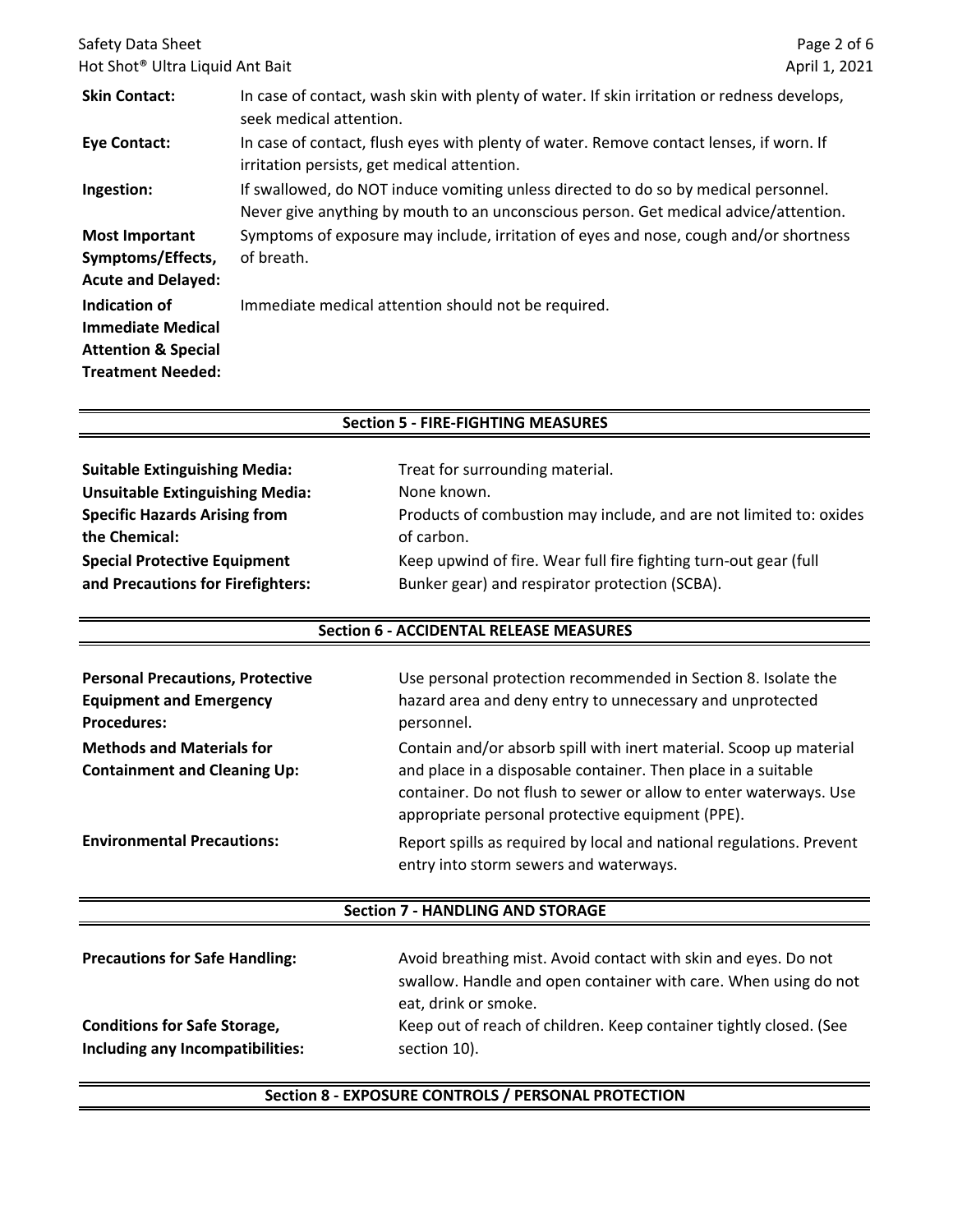**Skin Contact:** In case of contact, wash skin with plenty of water. If skin irritation or redness develops, seek medical attention.

**Eye Contact:** In case of contact, flush eyes with plenty of water. Remove contact lenses, if worn. If irritation persists, get medical attention.

**Ingestion:** If swallowed, do NOT induce vomiting unless directed to do so by medical personnel. Never give anything by mouth to an unconscious person. Get medical advice/attention.

**Most Important Symptoms/Effects, Acute and Delayed:** Symptoms of exposure may include, irritation of eyes and nose, cough and/or shortness of breath.

**Indication of Immediate Medical Attention & Special Treatment Needed:** Immediate medical attention should not be required.

## Section 5 - FIRE-FIGHTING MEASURES

**Suitable Extinguishing Media:** Treat for surrounding material.

**Unsuitable Extinguishing Media:** None known.

**Specific Hazards Arising from the Chemical:** Products of combustion may include, and are not limited to: oxides of carbon.

**Special Protective Equipment and Precautions for Firefighters:** Keep upwind of fire. Wear full fire fighting turn-out gear (full Bunker gear) and respirator protection (SCBA).

## Section 6 - ACCIDENTAL RELEASE MEASURES

**Personal Precautions, Protective Equipment and Emergency Procedures:** Use personal protection recommended in Section 8. Isolate the hazard area and deny entry to unnecessary and unprotected personnel.

**Methods and Materials for Containment and Cleaning Up:** Contain and/or absorb spill with inert material. Scoop up material and place in a disposable container. Then place in a suitable container. Do not flush to sewer or allow to enter waterways. Use appropriate personal protective equipment (PPE).

**Environmental Precautions:** Report spills as required by local and national regulations. Prevent entry into storm sewers and waterways.

## Section 7 - HANDLING AND STORAGE

**Precautions for Safe Handling:** Avoid breathing mist. Avoid contact with skin and eyes. Do not swallow. Handle and open container with care. When using do not eat, drink or smoke.

**Conditions for Safe Storage, Including any Incompatibilities:** Keep out of reach of children. Keep container tightly closed. (See section 10).

## Section 8 - EXPOSURE CONTROLS / PERSONAL PROTECTION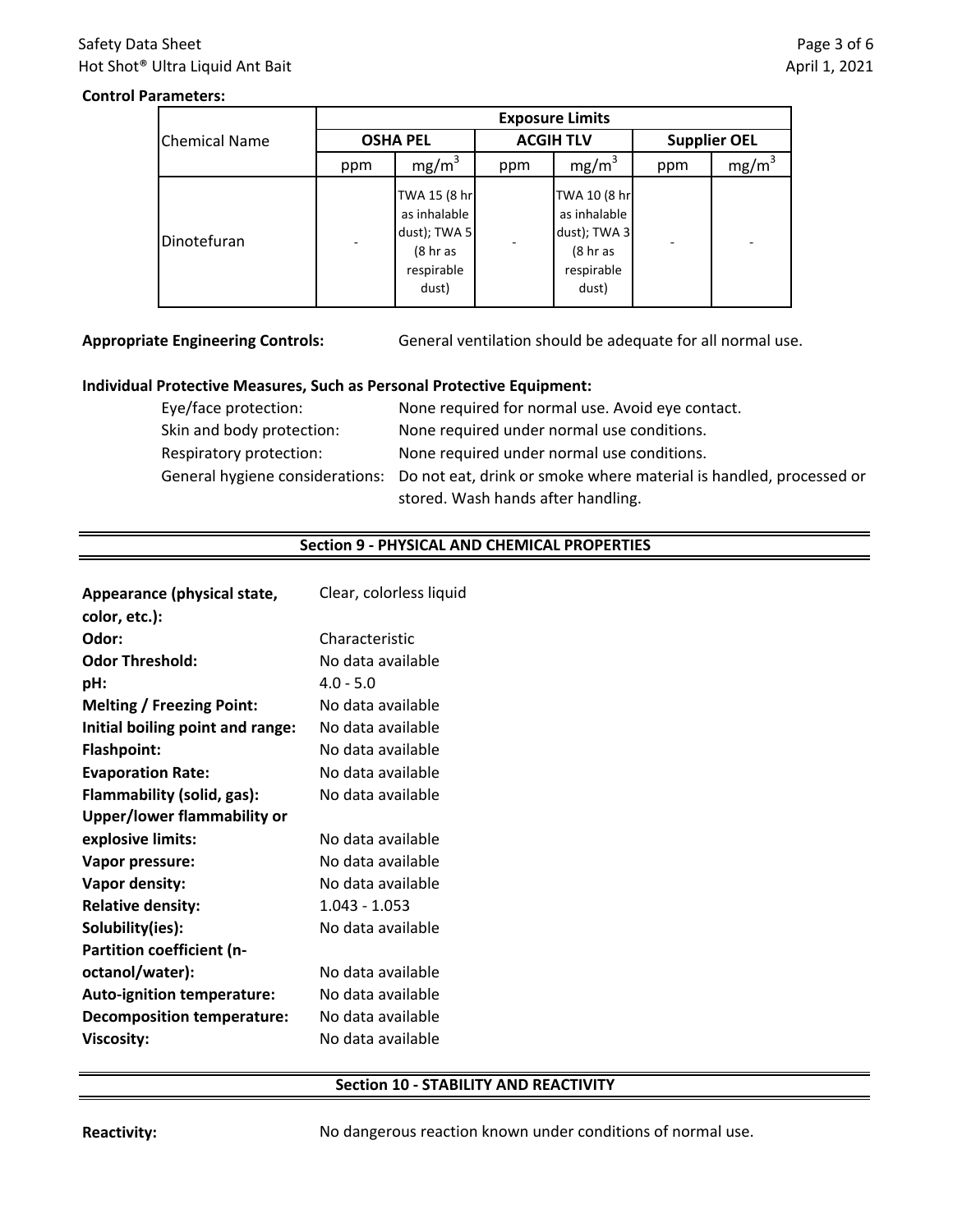**Control Parameters:**

| Chemical Name | Exposure Limits | | | | | |
|---|---|---|---|---|---|---|
| | OSHA PEL | | ACGIH TLV | | Supplier OEL | |
| | ppm | $mg/m^3$ | ppm | $mg/m^3$ | ppm | $mg/m^3$ |
| Dinotefuran | - | TWA 15 (8 hr as inhalable dust); TWA 5 (8 hr as respirable dust) | - | TWA 10 (8 hr as inhalable dust); TWA 3 (8 hr as respirable dust) | - | - |

**Appropriate Engineering Controls:** General ventilation should be adequate for all normal use.

**Individual Protective Measures, Such as Personal Protective Equipment:**

Eye/face protection: None required for normal use. Avoid eye contact.

Skin and body protection: None required under normal use conditions.

Respiratory protection: None required under normal use conditions.

General hygiene considerations: Do not eat, drink or smoke where material is handled, processed or stored. Wash hands after handling.

## Section 9 - PHYSICAL AND CHEMICAL PROPERTIES

**Appearance (physical state, color, etc.):** Clear, colorless liquid

**Odor:** Characteristic

**Odor Threshold:** No data available

**pH:** 4.0 - 5.0

**Melting / Freezing Point:** No data available

**Initial boiling point and range:** No data available

**Flashpoint:** No data available

**Evaporation Rate:** No data available

**Flammability (solid, gas):** No data available

**Upper/lower flammability or explosive limits:** No data available

**Vapor pressure:** No data available

**Vapor density:** No data available

**Relative density:** 1.043 - 1.053

**Solubility(ies):** No data available

**Partition coefficient (n-octanol/water):** No data available

**Auto-ignition temperature:** No data available

**Decomposition temperature:** No data available

**Viscosity:** No data available

## Section 10 - STABILITY AND REACTIVITY

**Reactivity:** No dangerous reaction known under conditions of normal use.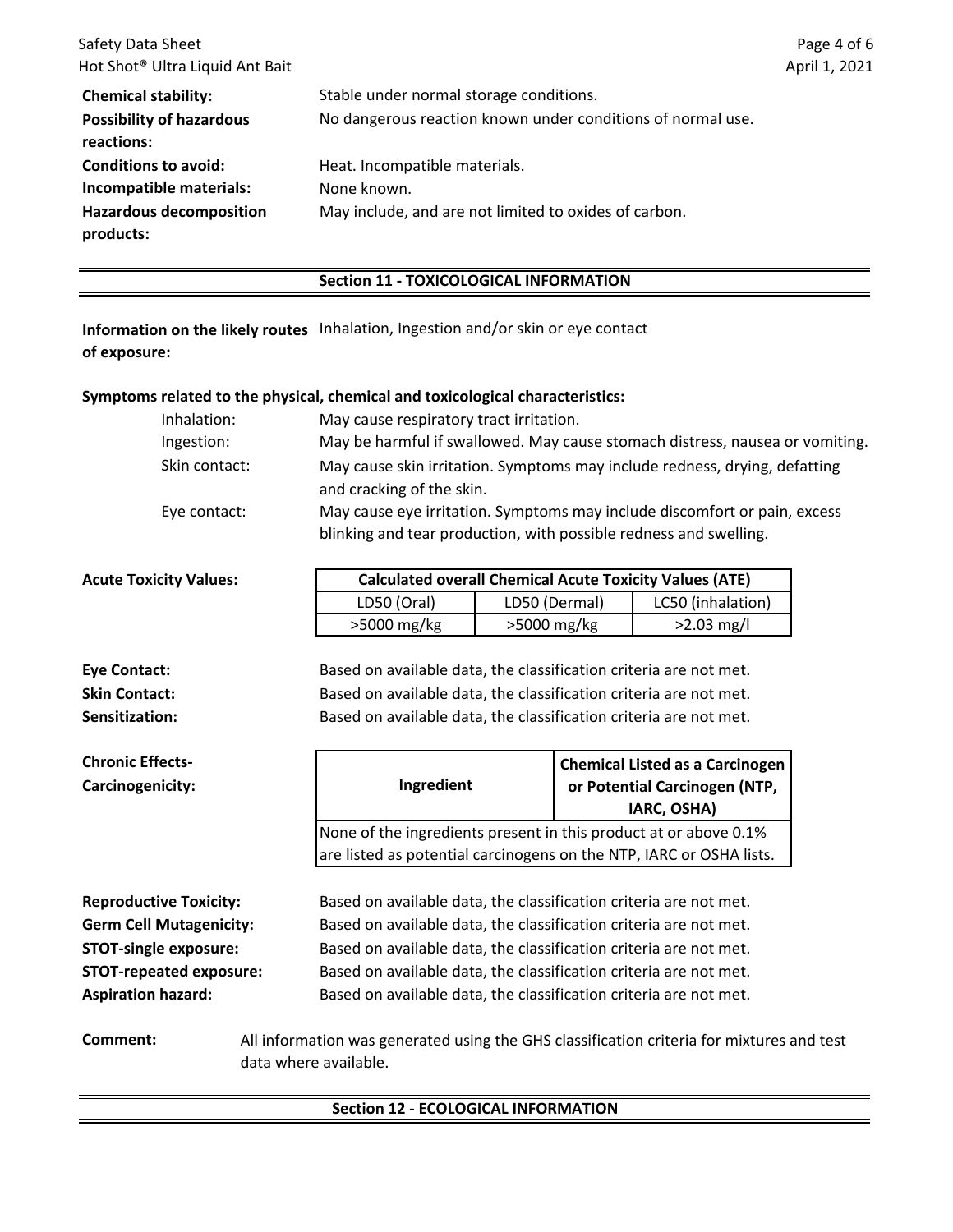**Chemical stability:** Stable under normal storage conditions.

**Possibility of hazardous reactions:** No dangerous reaction known under conditions of normal use.

**Conditions to avoid:** Heat. Incompatible materials.

**Incompatible materials:** None known.

**Hazardous decomposition products:** May include, and are not limited to oxides of carbon.

## Section 11 - TOXICOLOGICAL INFORMATION

**Information on the likely routes of exposure:** Inhalation, Ingestion and/or skin or eye contact

**Symptoms related to the physical, chemical and toxicological characteristics:**

- Inhalation: May cause respiratory tract irritation.
- Ingestion: May be harmful if swallowed. May cause stomach distress, nausea or vomiting.
- Skin contact: May cause skin irritation. Symptoms may include redness, drying, defatting and cracking of the skin.
- Eye contact: May cause eye irritation. Symptoms may include discomfort or pain, excess blinking and tear production, with possible redness and swelling.

**Acute Toxicity Values:**

| Calculated overall Chemical Acute Toxicity Values (ATE) | | |
|---|---|---|
| LD50 (Oral) | LD50 (Dermal) | LC50 (inhalation) |
| >5000 mg/kg | >5000 mg/kg | >2.03 mg/l |

**Eye Contact:** Based on available data, the classification criteria are not met.

**Skin Contact:** Based on available data, the classification criteria are not met.

**Sensitization:** Based on available data, the classification criteria are not met.

**Chronic Effects-Carcinogenicity:**

| Ingredient | Chemical Listed as a Carcinogen or Potential Carcinogen (NTP, IARC, OSHA) |
|---|---|
| None of the ingredients present in this product at or above 0.1% are listed as potential carcinogens on the NTP, IARC or OSHA lists. | |

**Reproductive Toxicity:** Based on available data, the classification criteria are not met.

**Germ Cell Mutagenicity:** Based on available data, the classification criteria are not met.

**STOT-single exposure:** Based on available data, the classification criteria are not met.

**STOT-repeated exposure:** Based on available data, the classification criteria are not met.

**Aspiration hazard:** Based on available data, the classification criteria are not met.

**Comment:** All information was generated using the GHS classification criteria for mixtures and test data where available.

## Section 12 - ECOLOGICAL INFORMATION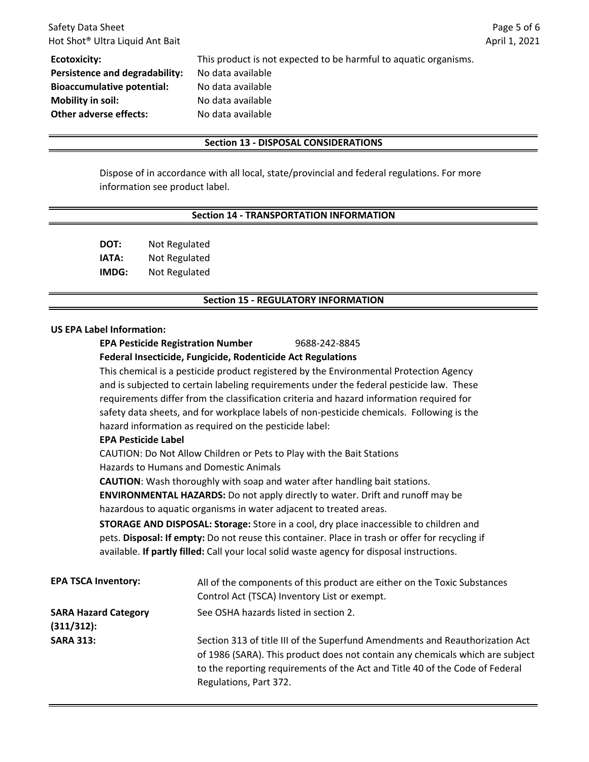**Ecotoxicity:** This product is not expected to be harmful to aquatic organisms.
**Persistence and degradability:** No data available
**Bioaccumulative potential:** No data available
**Mobility in soil:** No data available
**Other adverse effects:** No data available

## Section 13 - DISPOSAL CONSIDERATIONS

Dispose of in accordance with all local, state/provincial and federal regulations. For more information see product label.

## Section 14 - TRANSPORTATION INFORMATION

**DOT:** Not Regulated
**IATA:** Not Regulated
**IMDG:** Not Regulated

## Section 15 - REGULATORY INFORMATION

**US EPA Label Information:**

**EPA Pesticide Registration Number** 9688-242-8845

**Federal Insecticide, Fungicide, Rodenticide Act Regulations**

This chemical is a pesticide product registered by the Environmental Protection Agency and is subjected to certain labeling requirements under the federal pesticide law. These requirements differ from the classification criteria and hazard information required for safety data sheets, and for workplace labels of non-pesticide chemicals. Following is the hazard information as required on the pesticide label:

**EPA Pesticide Label**

CAUTION: Do Not Allow Children or Pets to Play with the Bait Stations

Hazards to Humans and Domestic Animals

**CAUTION**: Wash thoroughly with soap and water after handling bait stations.

**ENVIRONMENTAL HAZARDS:** Do not apply directly to water. Drift and runoff may be hazardous to aquatic organisms in water adjacent to treated areas.

**STORAGE AND DISPOSAL: Storage:** Store in a cool, dry place inaccessible to children and pets. **Disposal: If empty:** Do not reuse this container. Place in trash or offer for recycling if available. **If partly filled:** Call your local solid waste agency for disposal instructions.

**EPA TSCA Inventory:** All of the components of this product are either on the Toxic Substances Control Act (TSCA) Inventory List or exempt.

**SARA Hazard Category (311/312):** See OSHA hazards listed in section 2.

**SARA 313:** Section 313 of title III of the Superfund Amendments and Reauthorization Act of 1986 (SARA). This product does not contain any chemicals which are subject to the reporting requirements of the Act and Title 40 of the Code of Federal Regulations, Part 372.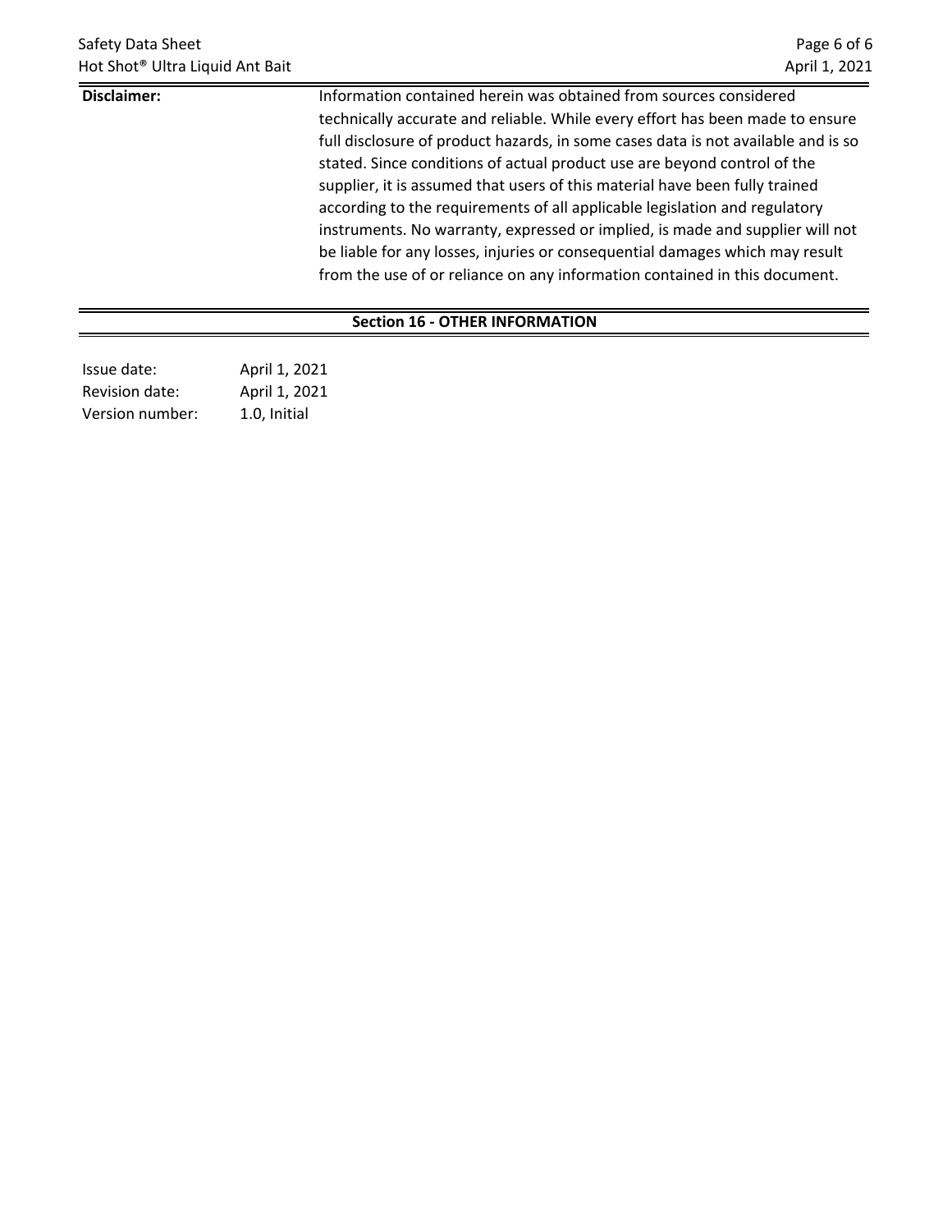**Disclaimer:** Information contained herein was obtained from sources considered technically accurate and reliable. While every effort has been made to ensure full disclosure of product hazards, in some cases data is not available and is so stated. Since conditions of actual product use are beyond control of the supplier, it is assumed that users of this material have been fully trained according to the requirements of all applicable legislation and regulatory instruments. No warranty, expressed or implied, is made and supplier will not be liable for any losses, injuries or consequential damages which may result from the use of or reliance on any information contained in this document.

## Section 16 - OTHER INFORMATION

| | |
|---|---|
| Issue date: | April 1, 2021 |
| Revision date: | April 1, 2021 |
| Version number: | 1.0, Initial |